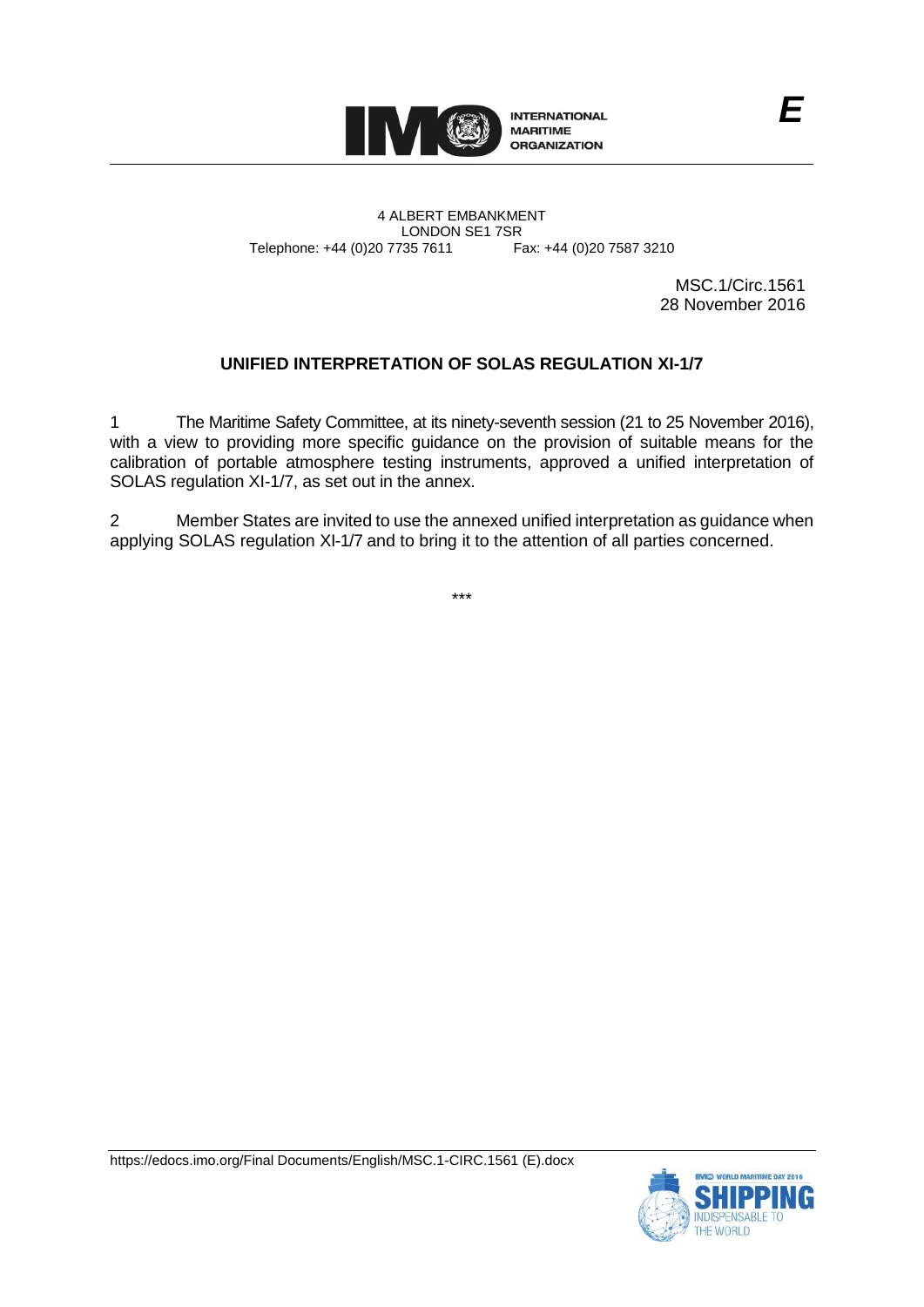E

INTERNATIONAL MARITIME ORGANIZATION

4 ALBERT EMBANKMENT
LONDON SE1 7SR
Telephone: +44 (0)20 7735 7611 Fax: +44 (0)20 7587 3210

MSC.1/Circ.1561
28 November 2016

## UNIFIED INTERPRETATION OF SOLAS REGULATION XI-1/7

1 The Maritime Safety Committee, at its ninety-seventh session (21 to 25 November 2016), with a view to providing more specific guidance on the provision of suitable means for the calibration of portable atmosphere testing instruments, approved a unified interpretation of SOLAS regulation XI-1/7, as set out in the annex.

2 Member States are invited to use the annexed unified interpretation as guidance when applying SOLAS regulation XI-1/7 and to bring it to the attention of all parties concerned.

\*\*\*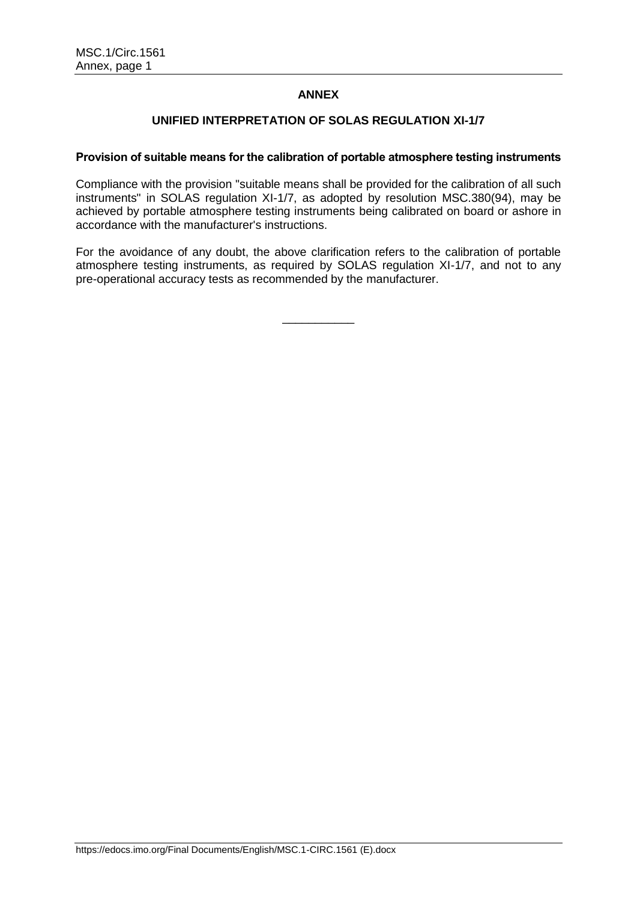## ANNEX

### UNIFIED INTERPRETATION OF SOLAS REGULATION XI-1/7

**Provision of suitable means for the calibration of portable atmosphere testing instruments**

Compliance with the provision "suitable means shall be provided for the calibration of all such instruments" in SOLAS regulation XI-1/7, as adopted by resolution MSC.380(94), may be achieved by portable atmosphere testing instruments being calibrated on board or ashore in accordance with the manufacturer's instructions.

For the avoidance of any doubt, the above clarification refers to the calibration of portable atmosphere testing instruments, as required by SOLAS regulation XI-1/7, and not to any pre-operational accuracy tests as recommended by the manufacturer.

___________